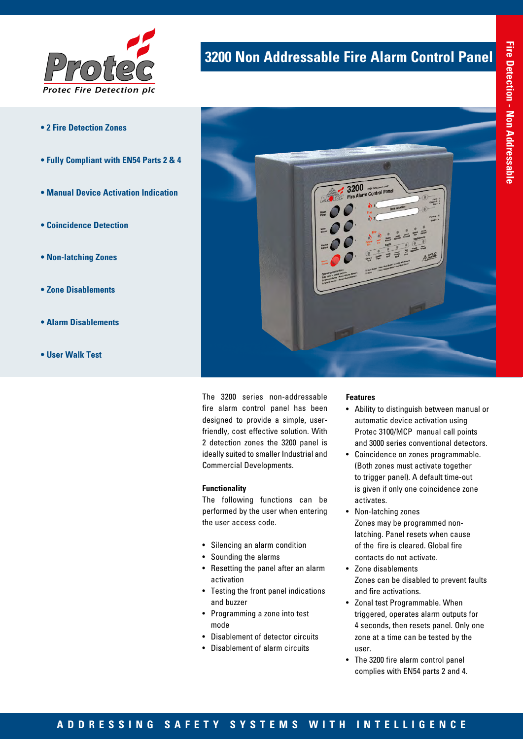# 3200 Non Addressable Fire Alarm Control Panel

Protec Fire Detection plc

Fire Detection - Non Addressable

- **2 Fire Detection Zones**
- **Fully Compliant with EN54 Parts 2 & 4**
- **Manual Device Activation Indication**
- **Coincidence Detection**
- **Non-latching Zones**
- **Zone Disablements**
- **Alarm Disablements**
- **User Walk Test**

The 3200 series non-addressable fire alarm control panel has been designed to provide a simple, user-friendly, cost effective solution. With 2 detection zones the 3200 panel is ideally suited to smaller Industrial and Commercial Developments.

**Functionality**

The following functions can be performed by the user when entering the user access code.

- Silencing an alarm condition
- Sounding the alarms
- Resetting the panel after an alarm activation
- Testing the front panel indications and buzzer
- Programming a zone into test mode
- Disablement of detector circuits
- Disablement of alarm circuits

**Features**

- Ability to distinguish between manual or automatic device activation using Protec 3100/MCP manual call points and 3000 series conventional detectors.
- Coincidence on zones programmable. (Both zones must activate together to trigger panel). A default time-out is given if only one coincidence zone activates.
- Non-latching zones
  Zones may be programmed non-latching. Panel resets when cause of the fire is cleared. Global fire contacts do not activate.
- Zone disablements
  Zones can be disabled to prevent faults and fire activations.
- Zonal test Programmable. When triggered, operates alarm outputs for 4 seconds, then resets panel. Only one zone at a time can be tested by the user.
- The 3200 fire alarm control panel complies with EN54 parts 2 and 4.

ADDRESSING SAFETY SYSTEMS WITH INTELLIGENCE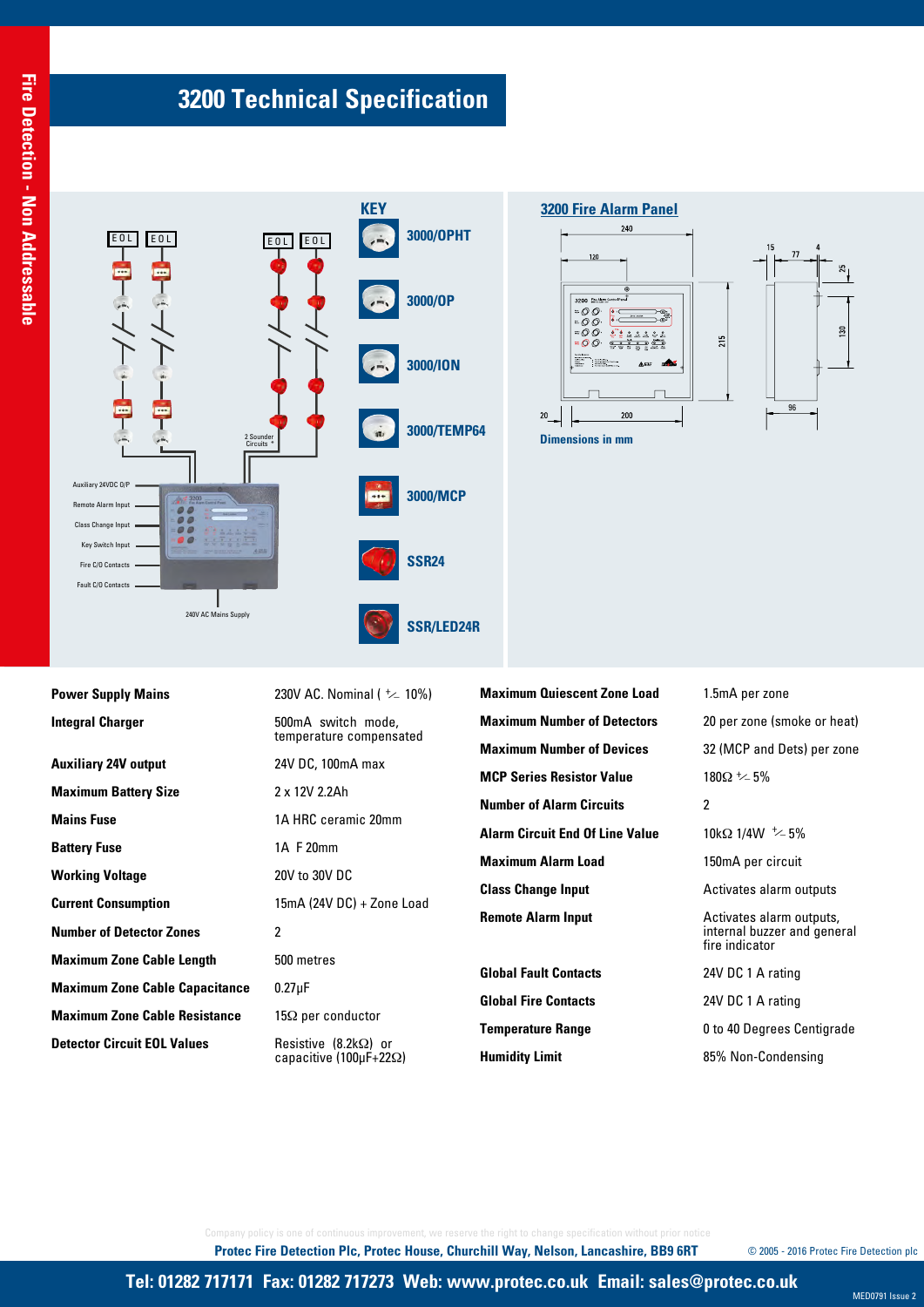# 3200 Technical Specification

EOL EOL EOL EOL

2 Sounder Circuits *

Auxiliary 24VDC O/P
Remote Alarm Input
Class Change Input
Key Switch Input
Fire C/O Contacts
Fault C/O Contacts

240V AC Mains Supply

**KEY**

3000/OPHT
3000/OP
3000/ION
3000/TEMP64
3000/MCP
SSR24
SSR/LED24R

**3200 Fire Alarm Panel**

240
120
215
20
200
15
77
4
25
130
96

**Dimensions in mm**

| | |
|---|---|
| **Power Supply Mains** | 230V AC. Nominal ( +/- 10%) |
| **Integral Charger** | 500mA switch mode, temperature compensated |
| **Auxiliary 24V output** | 24V DC, 100mA max |
| **Maximum Battery Size** | 2 x 12V 2.2Ah |
| **Mains Fuse** | 1A HRC ceramic 20mm |
| **Battery Fuse** | 1A F 20mm |
| **Working Voltage** | 20V to 30V DC |
| **Current Consumption** | 15mA (24V DC) + Zone Load |
| **Number of Detector Zones** | 2 |
| **Maximum Zone Cable Length** | 500 metres |
| **Maximum Zone Cable Capacitance** | 0.27µF |
| **Maximum Zone Cable Resistance** | 15Ω per conductor |
| **Detector Circuit EOL Values** | Resistive (8.2kΩ) or capacitive (100µF+22Ω) |
| **Maximum Quiescent Zone Load** | 1.5mA per zone |
| **Maximum Number of Detectors** | 20 per zone (smoke or heat) |
| **Maximum Number of Devices** | 32 (MCP and Dets) per zone |
| **MCP Series Resistor Value** | 180Ω +/- 5% |
| **Number of Alarm Circuits** | 2 |
| **Alarm Circuit End Of Line Value** | 10kΩ 1/4W +/- 5% |
| **Maximum Alarm Load** | 150mA per circuit |
| **Class Change Input** | Activates alarm outputs |
| **Remote Alarm Input** | Activates alarm outputs, internal buzzer and general fire indicator |
| **Global Fault Contacts** | 24V DC 1 A rating |
| **Global Fire Contacts** | 24V DC 1 A rating |
| **Temperature Range** | 0 to 40 Degrees Centigrade |
| **Humidity Limit** | 85% Non-Condensing |

Company policy is one of continuous improvement, we reserve the right to change specification without prior notice

**Protec Fire Detection Plc, Protec House, Churchill Way, Nelson, Lancashire, BB9 6RT**

© 2005 - 2016 Protec Fire Detection plc

**Tel: 01282 717171 Fax: 01282 717273 Web: www.protec.co.uk Email: sales@protec.co.uk**

MED0791 Issue 2